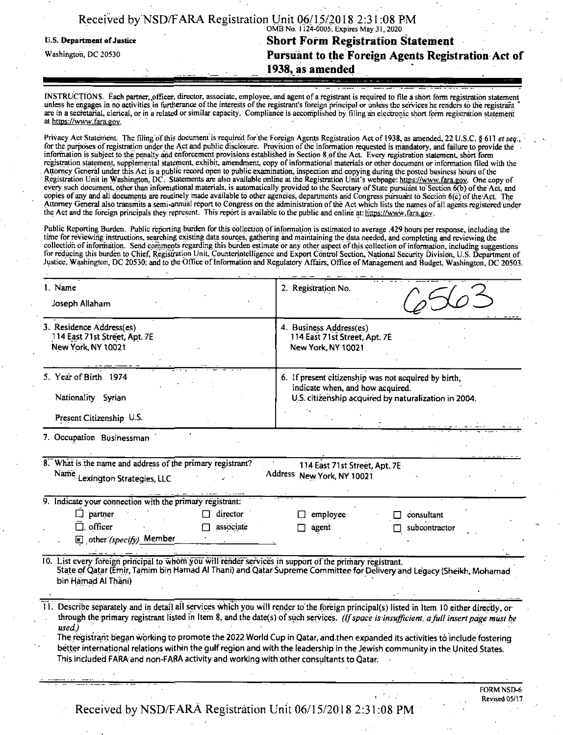Received by NSD/FARA Registration Unit 06/15/2018 2:31:08 PM

OMB No. 1124-0005; Expires May 31, 2020

**U.S. Department of Justice**

Washington, DC 20530

# Short Form Registration Statement Pursuant to the Foreign Agents Registration Act of 1938, as amended

INSTRUCTIONS. Each partner, officer, director, associate, employee, and agent of a registrant is required to file a short form registration statement unless he engages in no activities in furtherance of the interests of the registrant's foreign principal or unless the services he renders to the registrant are in a secretarial, clerical, or in a related or similar capacity. Compliance is accomplished by filing an electronic short form registration statement at https://www.fara.gov.

Privacy Act Statement. The filing of this document is required for the Foreign Agents Registration Act of 1938, as amended, 22 U.S.C. § 611 *et seq.*, for the purposes of registration under the Act and public disclosure. Provision of the information requested is mandatory, and failure to provide the information is subject to the penalty and enforcement provisions established in Section 8 of the Act. Every registration statement, short form registration statement, supplemental statement, exhibit, amendment, copy of informational materials or other document or information filed with the Attorney General under this Act is a public record open to public examination, inspection and copying during the posted business hours of the Registration Unit in Washington, DC. Statements are also available online at the Registration Unit's webpage: https://www.fara.gov. One copy of every such document, other than informational materials, is automatically provided to the Secretary of State pursuant to Section 6(b) of the Act, and copies of any and all documents are routinely made available to other agencies, departments and Congress pursuant to Section 6(c) of the Act. The Attorney General also transmits a semi-annual report to Congress on the administration of the Act which lists the names of all agents registered under the Act and the foreign principals they represent. This report is available to the public and online at: https://www.fara.gov.

Public Reporting Burden. Public reporting burden for this collection of information is estimated to average .429 hours per response, including the time for reviewing instructions, searching existing data sources, gathering and maintaining the data needed, and completing and reviewing the collection of information. Send comments regarding this burden estimate or any other aspect of this collection of information, including suggestions for reducing this burden to Chief, Registration Unit, Counterintelligence and Export Control Section, National Security Division, U.S. Department of Justice, Washington, DC 20530; and to the Office of Information and Regulatory Affairs, Office of Management and Budget, Washington, DC 20503.

| | |
|---|---|
| 1. Name<br>Joseph Allaham | 2. Registration No.<br>6563 |
| 3. Residence Address(es)<br>114 East 71st Street, Apt. 7E<br>New York, NY 10021 | 4. Business Address(es)<br>114 East 71st Street, Apt. 7E<br>New York, NY 10021 |
| 5. Year of Birth 1974<br>Nationality Syrian<br>Present Citizenship U.S. | 6. If present citizenship was not acquired by birth, indicate when, and how acquired.<br>U.S. citizenship acquired by naturalization in 2004. |

7. Occupation Businessman

8. What is the name and address of the primary registrant?

Name Lexington Strategies, LLC

Address 114 East 71st Street, Apt. 7E New York, NY 10021

9. Indicate your connection with the primary registrant:

- ☐ partner
- ☐ director
- ☐ employee
- ☐ consultant
- ☐ officer
- ☐ associate
- ☐ agent
- ☐ subcontractor
- ☒ other *(specify)* Member

10. List every foreign principal to whom you will render services in support of the primary registrant.

State of Qatar (Emir, Tamim bin Hamad Al Thani) and Qatar Supreme Committee for Delivery and Legacy (Sheikh, Mohamad bin Hamad Al Thani)

11. Describe separately and in detail all services which you will render to the foreign principal(s) listed in Item 10 either directly, or through the primary registrant listed in Item 8, and the date(s) of such services. *(If space is insufficient, a full insert page must be used.)*

The registrant began working to promote the 2022 World Cup in Qatar, and then expanded its activities to include fostering better international relations within the gulf region and with the leadership in the Jewish community in the United States. This included FARA and non-FARA activity and working with other consultants to Qatar.

FORM NSD-6
Revised 05/17

Received by NSD/FARA Registration Unit 06/15/2018 2:31:08 PM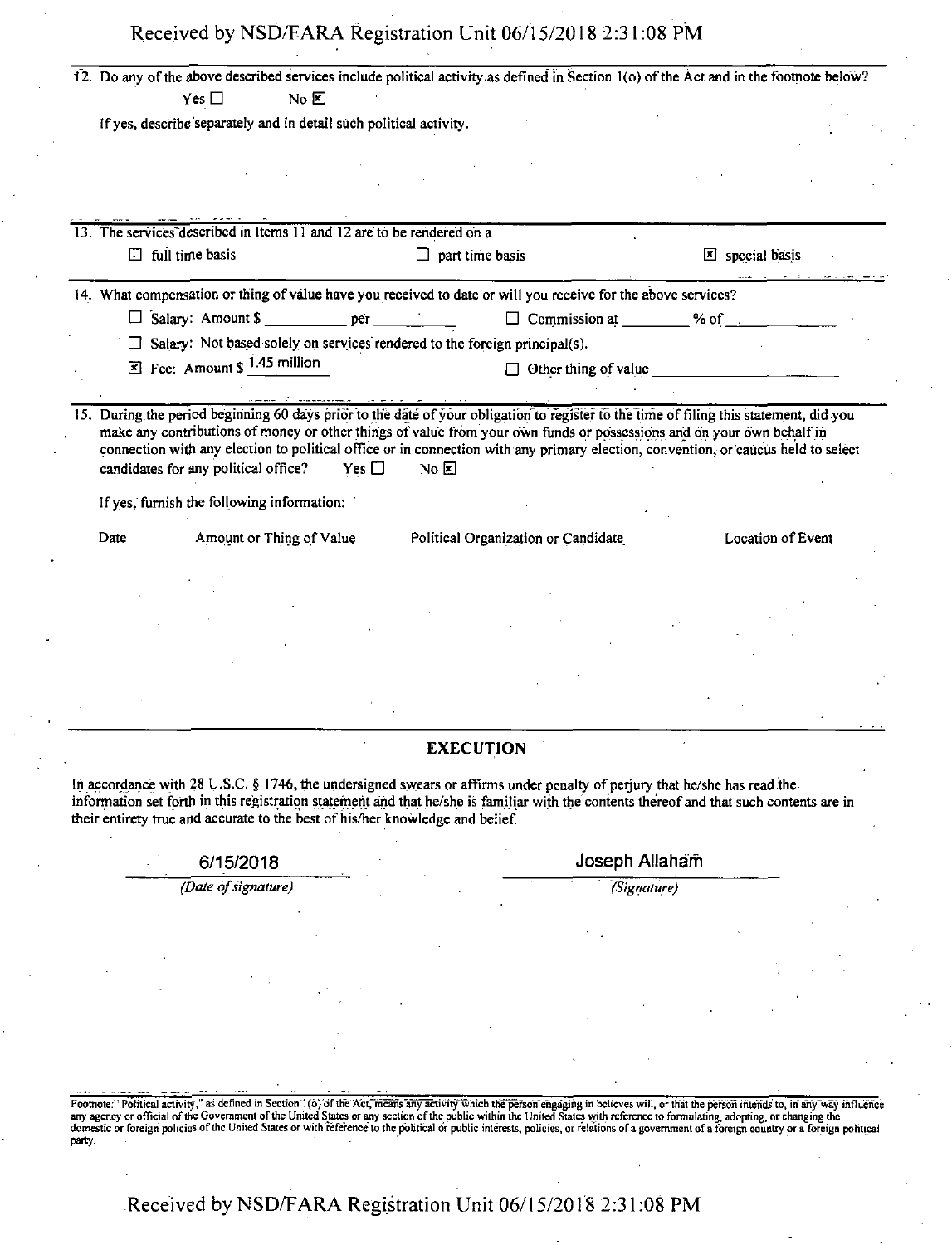12. Do any of the above described services include political activity as defined in Section 1(o) of the Act and in the footnote below?

Yes ☐ No ☒

If yes, describe separately and in detail such political activity.

13. The services described in Items 11 and 12 are to be rendered on a

☐ full time basis ☐ part time basis ☒ special basis

14. What compensation or thing of value have you received to date or will you receive for the above services?

☐ Salary: Amount $ ________ per ________ ☐ Commission at ________ % of ________

☐ Salary: Not based solely on services rendered to the foreign principal(s).

☒ Fee: Amount $ 1.45 million ☐ Other thing of value ________

15. During the period beginning 60 days prior to the date of your obligation to register to the time of filing this statement, did you make any contributions of money or other things of value from your own funds or possessions and on your own behalf in connection with any election to political office or in connection with any primary election, convention, or caucus held to select candidates for any political office? Yes ☐ No ☒

If yes, furnish the following information:

| Date | Amount or Thing of Value | Political Organization or Candidate | Location of Event |
|---|---|---|---|

## EXECUTION

In accordance with 28 U.S.C. § 1746, the undersigned swears or affirms under penalty of perjury that he/she has read the information set forth in this registration statement and that he/she is familiar with the contents thereof and that such contents are in their entirety true and accurate to the best of his/her knowledge and belief.

6/15/2018
*(Date of signature)*

Joseph Allaham
*(Signature)*

Footnote: "Political activity," as defined in Section 1(o) of the Act, means any activity which the person engaging in believes will, or that the person intends to, in any way influence any agency or official of the Government of the United States or any section of the public within the United States with reference to formulating, adopting, or changing the domestic or foreign policies of the United States or with reference to the political or public interests, policies, or relations of a government of a foreign country or a foreign political party.